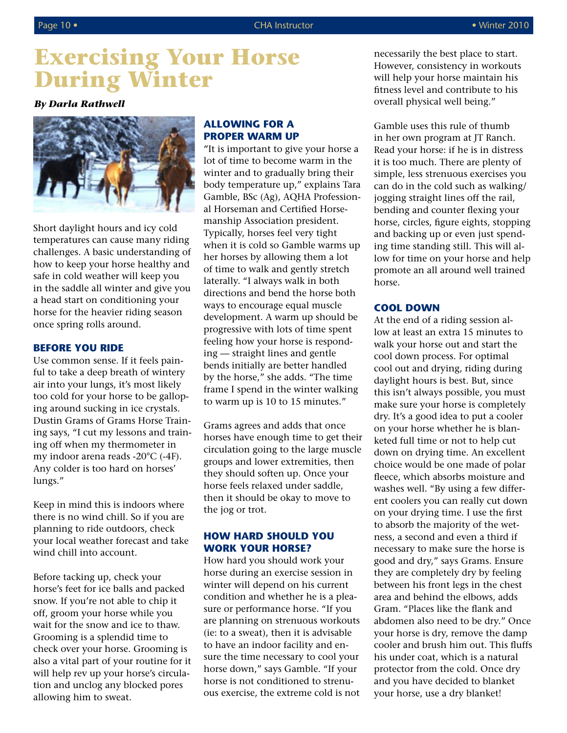# Exercising Your Horse During Winter

***By Darla Rathwell***

Short daylight hours and icy cold temperatures can cause many riding challenges. A basic understanding of how to keep your horse healthy and safe in cold weather will keep you in the saddle all winter and give you a head start on conditioning your horse for the heavier riding season once spring rolls around.

### BEFORE YOU RIDE

Use common sense. If it feels painful to take a deep breath of wintery air into your lungs, it's most likely too cold for your horse to be galloping around sucking in ice crystals. Dustin Grams of Grams Horse Training says, "I cut my lessons and training off when my thermometer in my indoor arena reads -20°C (-4F). Any colder is too hard on horses' lungs."

Keep in mind this is indoors where there is no wind chill. So if you are planning to ride outdoors, check your local weather forecast and take wind chill into account.

Before tacking up, check your horse's feet for ice balls and packed snow. If you're not able to chip it off, groom your horse while you wait for the snow and ice to thaw. Grooming is a splendid time to check over your horse. Grooming is also a vital part of your routine for it will help rev up your horse's circulation and unclog any blocked pores allowing him to sweat.

### ALLOWING FOR A PROPER WARM UP

"It is important to give your horse a lot of time to become warm in the winter and to gradually bring their body temperature up," explains Tara Gamble, BSc (Ag), AQHA Professional Horseman and Certified Horsemanship Association president. Typically, horses feel very tight when it is cold so Gamble warms up her horses by allowing them a lot of time to walk and gently stretch laterally. "I always walk in both directions and bend the horse both ways to encourage equal muscle development. A warm up should be progressive with lots of time spent feeling how your horse is responding — straight lines and gentle bends initially are better handled by the horse," she adds. "The time frame I spend in the winter walking to warm up is 10 to 15 minutes."

Grams agrees and adds that once horses have enough time to get their circulation going to the large muscle groups and lower extremities, then they should soften up. Once your horse feels relaxed under saddle, then it should be okay to move to the jog or trot.

### HOW HARD SHOULD YOU WORK YOUR HORSE?

How hard you should work your horse during an exercise session in winter will depend on his current condition and whether he is a pleasure or performance horse. "If you are planning on strenuous workouts (ie: to a sweat), then it is advisable to have an indoor facility and ensure the time necessary to cool your horse down," says Gamble. "If your horse is not conditioned to strenuous exercise, the extreme cold is not necessarily the best place to start. However, consistency in workouts will help your horse maintain his fitness level and contribute to his overall physical well being."

Gamble uses this rule of thumb in her own program at JT Ranch. Read your horse: if he is in distress it is too much. There are plenty of simple, less strenuous exercises you can do in the cold such as walking/jogging straight lines off the rail, bending and counter flexing your horse, circles, figure eights, stopping and backing up or even just spending time standing still. This will allow for time on your horse and help promote an all around well trained horse.

### COOL DOWN

At the end of a riding session allow at least an extra 15 minutes to walk your horse out and start the cool down process. For optimal cool out and drying, riding during daylight hours is best. But, since this isn't always possible, you must make sure your horse is completely dry. It's a good idea to put a cooler on your horse whether he is blanketed full time or not to help cut down on drying time. An excellent choice would be one made of polar fleece, which absorbs moisture and washes well. "By using a few different coolers you can really cut down on your drying time. I use the first to absorb the majority of the wetness, a second and even a third if necessary to make sure the horse is good and dry," says Grams. Ensure they are completely dry by feeling between his front legs in the chest area and behind the elbows, adds Gram. "Places like the flank and abdomen also need to be dry." Once your horse is dry, remove the damp cooler and brush him out. This fluffs his under coat, which is a natural protector from the cold. Once dry and you have decided to blanket your horse, use a dry blanket!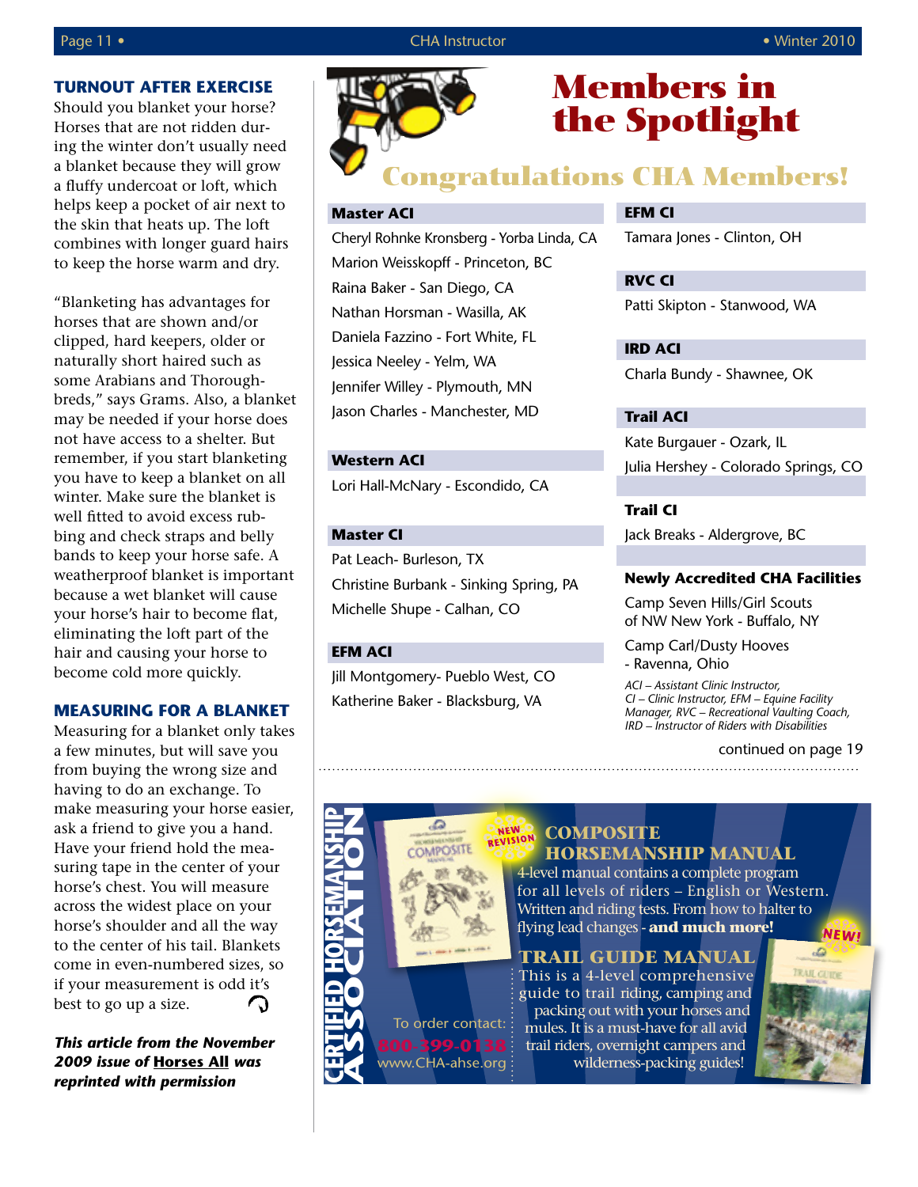## TURNOUT AFTER EXERCISE

Should you blanket your horse? Horses that are not ridden during the winter don't usually need a blanket because they will grow a fluffy undercoat or loft, which helps keep a pocket of air next to the skin that heats up. The loft combines with longer guard hairs to keep the horse warm and dry.

"Blanketing has advantages for horses that are shown and/or clipped, hard keepers, older or naturally short haired such as some Arabians and Thoroughbreds," says Grams. Also, a blanket may be needed if your horse does not have access to a shelter. But remember, if you start blanketing you have to keep a blanket on all winter. Make sure the blanket is well fitted to avoid excess rubbing and check straps and belly bands to keep your horse safe. A weatherproof blanket is important because a wet blanket will cause your horse's hair to become flat, eliminating the loft part of the hair and causing your horse to become cold more quickly.

## MEASURING FOR A BLANKET

Measuring for a blanket only takes a few minutes, but will save you from buying the wrong size and having to do an exchange. To make measuring your horse easier, ask a friend to give you a hand. Have your friend hold the measuring tape in the center of your horse's chest. You will measure across the widest place on your horse's shoulder and all the way to the center of his tail. Blankets come in even-numbered sizes, so if your measurement is odd it's best to go up a size.

***This article from the November 2009 issue of Horses All was reprinted with permission***

# Members in the Spotlight

## Congratulations CHA Members!

**Master ACI**

Cheryl Rohnke Kronsberg - Yorba Linda, CA
Marion Weisskopff - Princeton, BC
Raina Baker - San Diego, CA
Nathan Horsman - Wasilla, AK
Daniela Fazzino - Fort White, FL
Jessica Neeley - Yelm, WA
Jennifer Willey - Plymouth, MN
Jason Charles - Manchester, MD

**Western ACI**

Lori Hall-McNary - Escondido, CA

**Master CI**

Pat Leach- Burleson, TX
Christine Burbank - Sinking Spring, PA
Michelle Shupe - Calhan, CO

**EFM ACI**

Jill Montgomery- Pueblo West, CO
Katherine Baker - Blacksburg, VA

**EFM CI**

Tamara Jones - Clinton, OH

**RVC CI**

Patti Skipton - Stanwood, WA

**IRD ACI**

Charla Bundy - Shawnee, OK

**Trail ACI**

Kate Burgauer - Ozark, IL
Julia Hershey - Colorado Springs, CO

**Trail CI**

Jack Breaks - Aldergrove, BC

**Newly Accredited CHA Facilities**

Camp Seven Hills/Girl Scouts of NW New York - Buffalo, NY

Camp Carl/Dusty Hooves - Ravenna, Ohio

*ACI – Assistant Clinic Instructor, CI – Clinic Instructor, EFM – Equine Facility Manager, RVC – Recreational Vaulting Coach, IRD – Instructor of Riders with Disabilities*

continued on page 19

CERTIFIED HORSEMANSHIP ASSOCIATION

NEW REVISION

**COMPOSITE HORSEMANSHIP MANUAL**

4-level manual contains a complete program for all levels of riders – English or Western. Written and riding tests. From how to halter to flying lead changes - **and much more!**

NEW!

**TRAIL GUIDE MANUAL**

This is a 4-level comprehensive guide to trail riding, camping and packing out with your horses and mules. It is a must-have for all avid trail riders, overnight campers and wilderness-packing guides!

To order contact:
800-399-0138
www.CHA-ahse.org